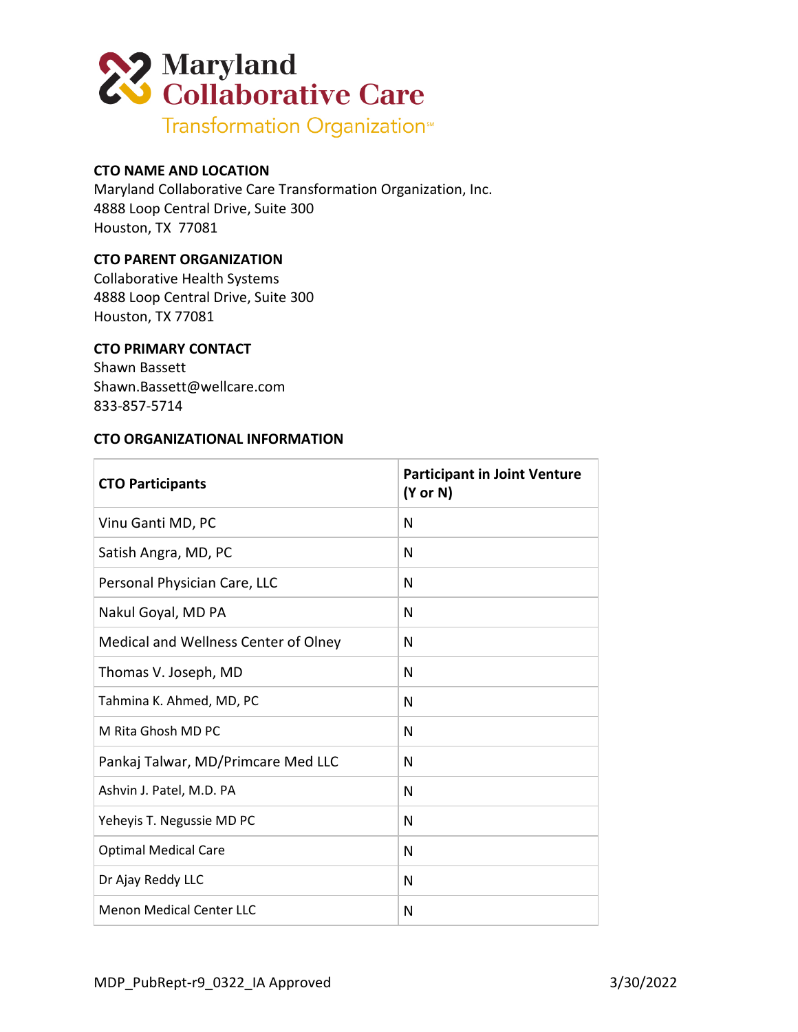# Maryland Collaborative Care Transformation Organization℠

**CTO NAME AND LOCATION**
Maryland Collaborative Care Transformation Organization, Inc.
4888 Loop Central Drive, Suite 300
Houston, TX 77081

**CTO PARENT ORGANIZATION**
Collaborative Health Systems
4888 Loop Central Drive, Suite 300
Houston, TX 77081

**CTO PRIMARY CONTACT**
Shawn Bassett
Shawn.Bassett@wellcare.com
833-857-5714

**CTO ORGANIZATIONAL INFORMATION**

| CTO Participants | Participant in Joint Venture (Y or N) |
|---|---|
| Vinu Ganti MD, PC | N |
| Satish Angra, MD, PC | N |
| Personal Physician Care, LLC | N |
| Nakul Goyal, MD PA | N |
| Medical and Wellness Center of Olney | N |
| Thomas V. Joseph, MD | N |
| Tahmina K. Ahmed, MD, PC | N |
| M Rita Ghosh MD PC | N |
| Pankaj Talwar, MD/Primcare Med LLC | N |
| Ashvin J. Patel, M.D. PA | N |
| Yeheyis T. Negussie MD PC | N |
| Optimal Medical Care | N |
| Dr Ajay Reddy LLC | N |
| Menon Medical Center LLC | N |

MDP_PubRept-r9_0322_IA Approved 3/30/2022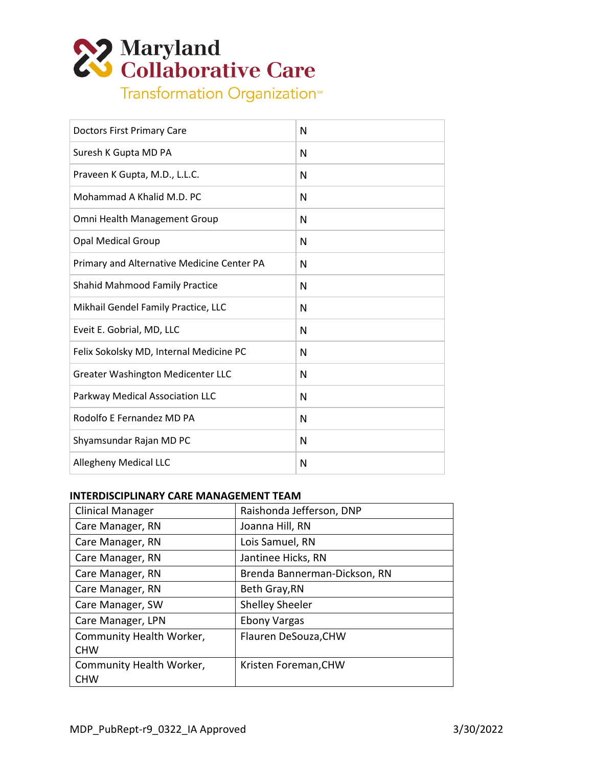| | |
|---|---|
| Doctors First Primary Care | N |
| Suresh K Gupta MD PA | N |
| Praveen K Gupta, M.D., L.L.C. | N |
| Mohammad A Khalid M.D. PC | N |
| Omni Health Management Group | N |
| Opal Medical Group | N |
| Primary and Alternative Medicine Center PA | N |
| Shahid Mahmood Family Practice | N |
| Mikhail Gendel Family Practice, LLC | N |
| Eveit E. Gobrial, MD, LLC | N |
| Felix Sokolsky MD, Internal Medicine PC | N |
| Greater Washington Medicenter LLC | N |
| Parkway Medical Association LLC | N |
| Rodolfo E Fernandez MD PA | N |
| Shyamsundar Rajan MD PC | N |
| Allegheny Medical LLC | N |

**INTERDISCIPLINARY CARE MANAGEMENT TEAM**

| | |
|---|---|
| Clinical Manager | Raishonda Jefferson, DNP |
| Care Manager, RN | Joanna Hill, RN |
| Care Manager, RN | Lois Samuel, RN |
| Care Manager, RN | Jantinee Hicks, RN |
| Care Manager, RN | Brenda Bannerman-Dickson, RN |
| Care Manager, RN | Beth Gray,RN |
| Care Manager, SW | Shelley Sheeler |
| Care Manager, LPN | Ebony Vargas |
| Community Health Worker, CHW | Flauren DeSouza,CHW |
| Community Health Worker, CHW | Kristen Foreman,CHW |

MDP_PubRept-r9_0322_IA Approved 3/30/2022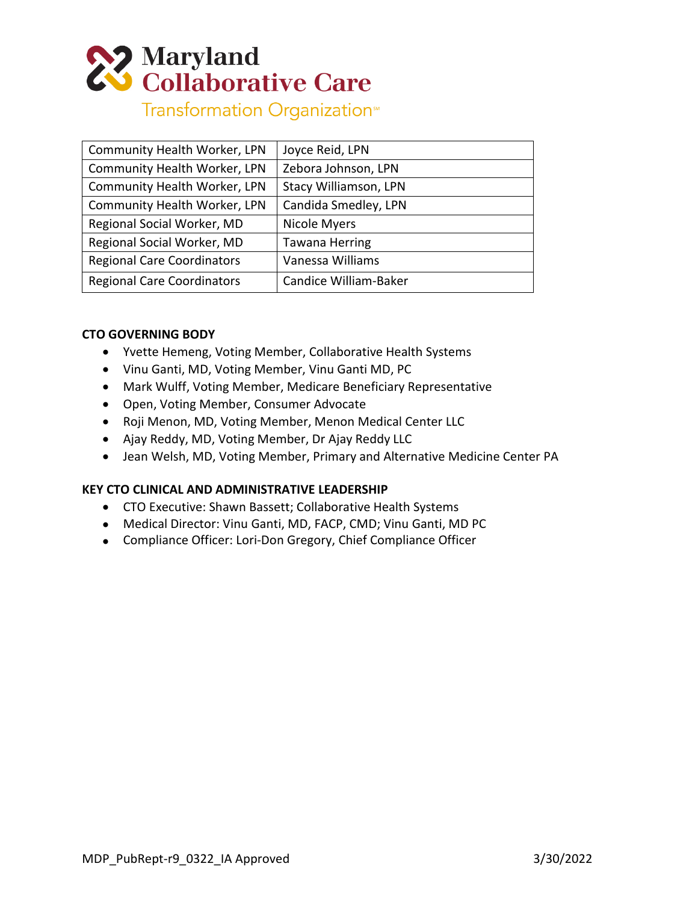| | |
|---|---|
| Community Health Worker, LPN | Joyce Reid, LPN |
| Community Health Worker, LPN | Zebora Johnson, LPN |
| Community Health Worker, LPN | Stacy Williamson, LPN |
| Community Health Worker, LPN | Candida Smedley, LPN |
| Regional Social Worker, MD | Nicole Myers |
| Regional Social Worker, MD | Tawana Herring |
| Regional Care Coordinators | Vanessa Williams |
| Regional Care Coordinators | Candice William-Baker |

**CTO GOVERNING BODY**

- Yvette Hemeng, Voting Member, Collaborative Health Systems
- Vinu Ganti, MD, Voting Member, Vinu Ganti MD, PC
- Mark Wulff, Voting Member, Medicare Beneficiary Representative
- Open, Voting Member, Consumer Advocate
- Roji Menon, MD, Voting Member, Menon Medical Center LLC
- Ajay Reddy, MD, Voting Member, Dr Ajay Reddy LLC
- Jean Welsh, MD, Voting Member, Primary and Alternative Medicine Center PA

**KEY CTO CLINICAL AND ADMINISTRATIVE LEADERSHIP**

- CTO Executive: Shawn Bassett; Collaborative Health Systems
- Medical Director: Vinu Ganti, MD, FACP, CMD; Vinu Ganti, MD PC
- Compliance Officer: Lori-Don Gregory, Chief Compliance Officer